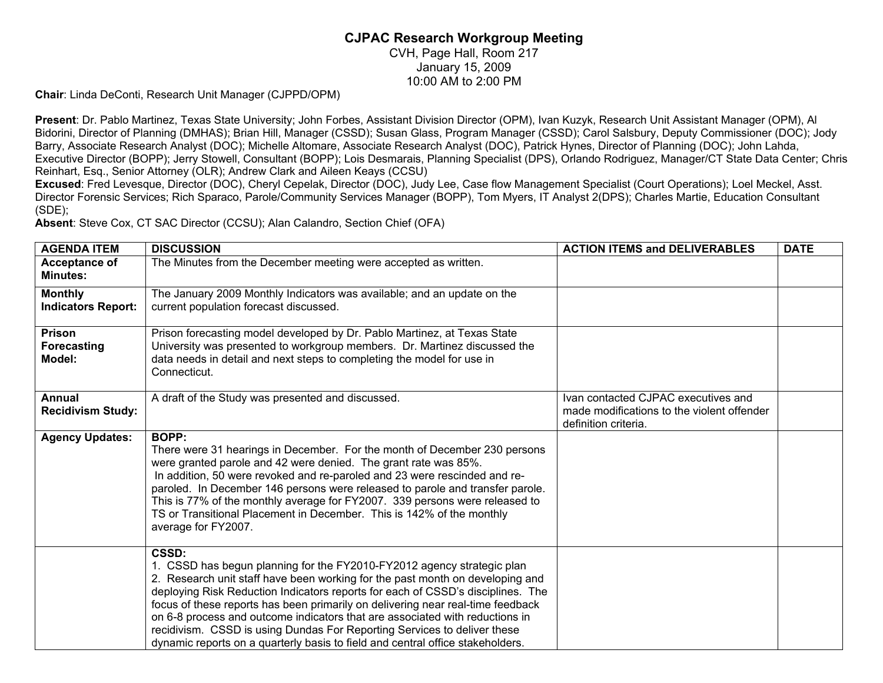# CJPAC Research Workgroup Meeting

CVH, Page Hall, Room 217
January 15, 2009
10:00 AM to 2:00 PM

**Chair**: Linda DeConti, Research Unit Manager (CJPPD/OPM)

**Present**: Dr. Pablo Martinez, Texas State University; John Forbes, Assistant Division Director (OPM), Ivan Kuzyk, Research Unit Assistant Manager (OPM), Al Bidorini, Director of Planning (DMHAS); Brian Hill, Manager (CSSD); Susan Glass, Program Manager (CSSD); Carol Salsbury, Deputy Commissioner (DOC); Jody Barry, Associate Research Analyst (DOC); Michelle Altomare, Associate Research Analyst (DOC), Patrick Hynes, Director of Planning (DOC); John Lahda, Executive Director (BOPP); Jerry Stowell, Consultant (BOPP); Lois Desmarais, Planning Specialist (DPS), Orlando Rodriguez, Manager/CT State Data Center; Chris Reinhart, Esq., Senior Attorney (OLR); Andrew Clark and Aileen Keays (CCSU)
**Excused**: Fred Levesque, Director (DOC), Cheryl Cepelak, Director (DOC), Judy Lee, Case flow Management Specialist (Court Operations); Loel Meckel, Asst. Director Forensic Services; Rich Sparaco, Parole/Community Services Manager (BOPP), Tom Myers, IT Analyst 2(DPS); Charles Martie, Education Consultant (SDE);
**Absent**: Steve Cox, CT SAC Director (CCSU); Alan Calandro, Section Chief (OFA)

| AGENDA ITEM | DISCUSSION | ACTION ITEMS and DELIVERABLES | DATE |
|---|---|---|---|
| **Acceptance of Minutes:** | The Minutes from the December meeting were accepted as written. | | |
| **Monthly Indicators Report:** | The January 2009 Monthly Indicators was available; and an update on the current population forecast discussed. | | |
| **Prison Forecasting Model:** | Prison forecasting model developed by Dr. Pablo Martinez, at Texas State University was presented to workgroup members. Dr. Martinez discussed the data needs in detail and next steps to completing the model for use in Connecticut. | | |
| **Annual Recidivism Study:** | A draft of the Study was presented and discussed. | Ivan contacted CJPAC executives and made modifications to the violent offender definition criteria. | |
| **Agency Updates:** | **BOPP:** There were 31 hearings in December. For the month of December 230 persons were granted parole and 42 were denied. The grant rate was 85%. In addition, 50 were revoked and re-paroled and 23 were rescinded and re-paroled. In December 146 persons were released to parole and transfer parole. This is 77% of the monthly average for FY2007. 339 persons were released to TS or Transitional Placement in December. This is 142% of the monthly average for FY2007. | | |
| | **CSSD:** 1. CSSD has begun planning for the FY2010-FY2012 agency strategic plan 2. Research unit staff have been working for the past month on developing and deploying Risk Reduction Indicators reports for each of CSSD's disciplines. The focus of these reports has been primarily on delivering near real-time feedback on 6-8 process and outcome indicators that are associated with reductions in recidivism. CSSD is using Dundas For Reporting Services to deliver these dynamic reports on a quarterly basis to field and central office stakeholders. | | |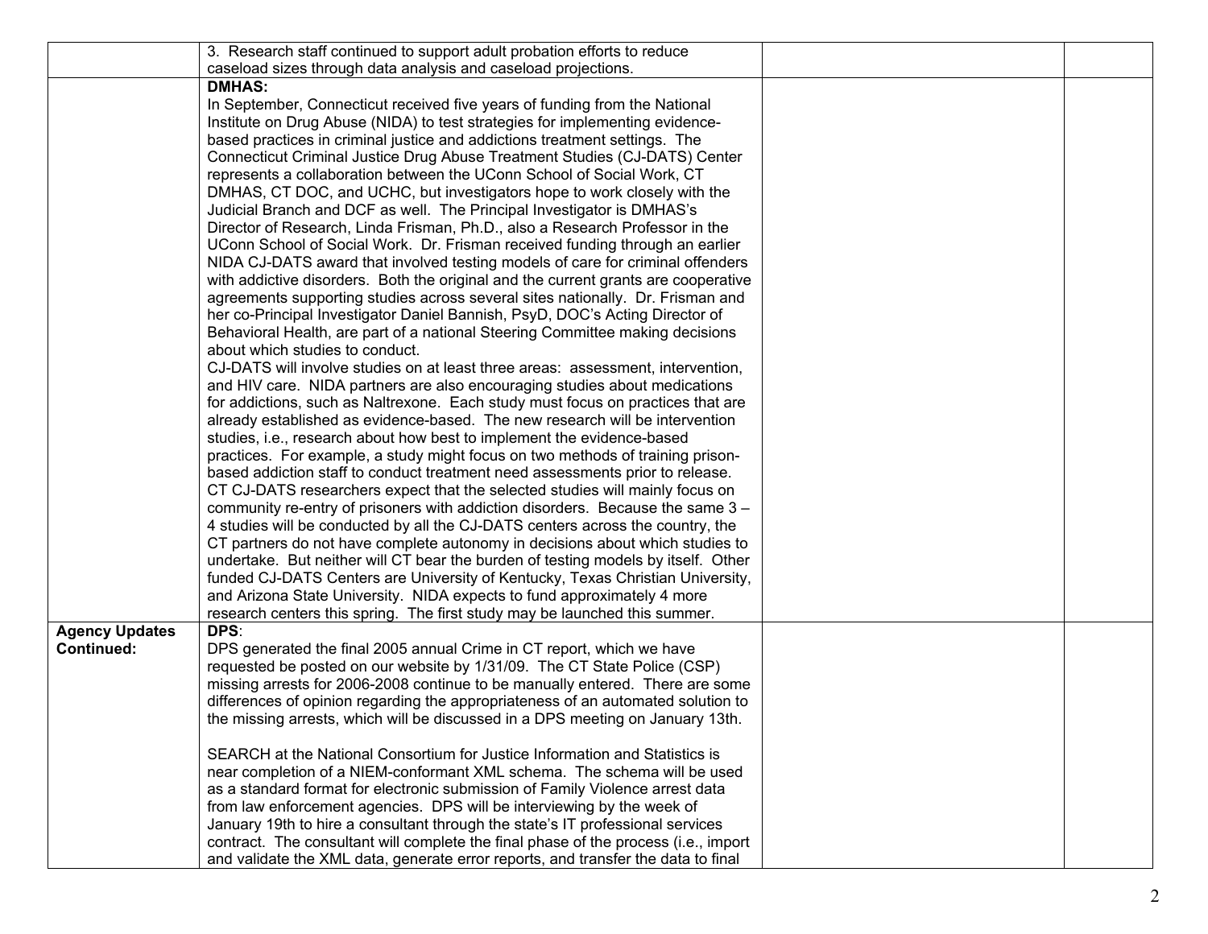| | | | |
|---|---|---|---|
| | 3. Research staff continued to support adult probation efforts to reduce caseload sizes through data analysis and caseload projections. | | |
| | **DMHAS:**<br>In September, Connecticut received five years of funding from the National Institute on Drug Abuse (NIDA) to test strategies for implementing evidence-based practices in criminal justice and addictions treatment settings. The Connecticut Criminal Justice Drug Abuse Treatment Studies (CJ-DATS) Center represents a collaboration between the UConn School of Social Work, CT DMHAS, CT DOC, and UCHC, but investigators hope to work closely with the Judicial Branch and DCF as well. The Principal Investigator is DMHAS's Director of Research, Linda Frisman, Ph.D., also a Research Professor in the UConn School of Social Work. Dr. Frisman received funding through an earlier NIDA CJ-DATS award that involved testing models of care for criminal offenders with addictive disorders. Both the original and the current grants are cooperative agreements supporting studies across several sites nationally. Dr. Frisman and her co-Principal Investigator Daniel Bannish, PsyD, DOC's Acting Director of Behavioral Health, are part of a national Steering Committee making decisions about which studies to conduct.<br>CJ-DATS will involve studies on at least three areas: assessment, intervention, and HIV care. NIDA partners are also encouraging studies about medications for addictions, such as Naltrexone. Each study must focus on practices that are already established as evidence-based. The new research will be intervention studies, i.e., research about how best to implement the evidence-based practices. For example, a study might focus on two methods of training prison-based addiction staff to conduct treatment need assessments prior to release. CT CJ-DATS researchers expect that the selected studies will mainly focus on community re-entry of prisoners with addiction disorders. Because the same 3 – 4 studies will be conducted by all the CJ-DATS centers across the country, the CT partners do not have complete autonomy in decisions about which studies to undertake. But neither will CT bear the burden of testing models by itself. Other funded CJ-DATS Centers are University of Kentucky, Texas Christian University, and Arizona State University. NIDA expects to fund approximately 4 more research centers this spring. The first study may be launched this summer. | | |
| **Agency Updates Continued:** | **DPS**:<br>DPS generated the final 2005 annual Crime in CT report, which we have requested be posted on our website by 1/31/09. The CT State Police (CSP) missing arrests for 2006-2008 continue to be manually entered. There are some differences of opinion regarding the appropriateness of an automated solution to the missing arrests, which will be discussed in a DPS meeting on January 13th.<br><br>SEARCH at the National Consortium for Justice Information and Statistics is near completion of a NIEM-conformant XML schema. The schema will be used as a standard format for electronic submission of Family Violence arrest data from law enforcement agencies. DPS will be interviewing by the week of January 19th to hire a consultant through the state's IT professional services contract. The consultant will complete the final phase of the process (i.e., import and validate the XML data, generate error reports, and transfer the data to final | | |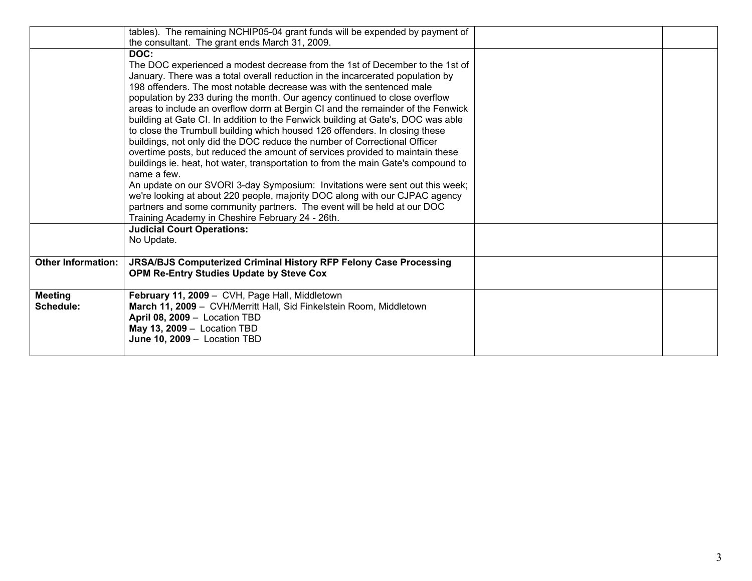| | | | |
|---|---|---|---|
| | tables). The remaining NCHIP05-04 grant funds will be expended by payment of the consultant. The grant ends March 31, 2009. | | |
| | **DOC:**<br>The DOC experienced a modest decrease from the 1st of December to the 1st of January. There was a total overall reduction in the incarcerated population by 198 offenders. The most notable decrease was with the sentenced male population by 233 during the month. Our agency continued to close overflow areas to include an overflow dorm at Bergin CI and the remainder of the Fenwick building at Gate CI. In addition to the Fenwick building at Gate's, DOC was able to close the Trumbull building which housed 126 offenders. In closing these buildings, not only did the DOC reduce the number of Correctional Officer overtime posts, but reduced the amount of services provided to maintain these buildings ie. heat, hot water, transportation to from the main Gate's compound to name a few.<br>An update on our SVORI 3-day Symposium: Invitations were sent out this week; we're looking at about 220 people, majority DOC along with our CJPAC agency partners and some community partners. The event will be held at our DOC Training Academy in Cheshire February 24 - 26th. | | |
| | **Judicial Court Operations:**<br>No Update. | | |
| **Other Information:** | **JRSA/BJS Computerized Criminal History RFP Felony Case Processing**<br>**OPM Re-Entry Studies Update by Steve Cox** | | |
| **Meeting Schedule:** | **February 11, 2009** – CVH, Page Hall, Middletown<br>**March 11, 2009** – CVH/Merritt Hall, Sid Finkelstein Room, Middletown<br>**April 08, 2009** – Location TBD<br>**May 13, 2009** – Location TBD<br>**June 10, 2009** – Location TBD | | |